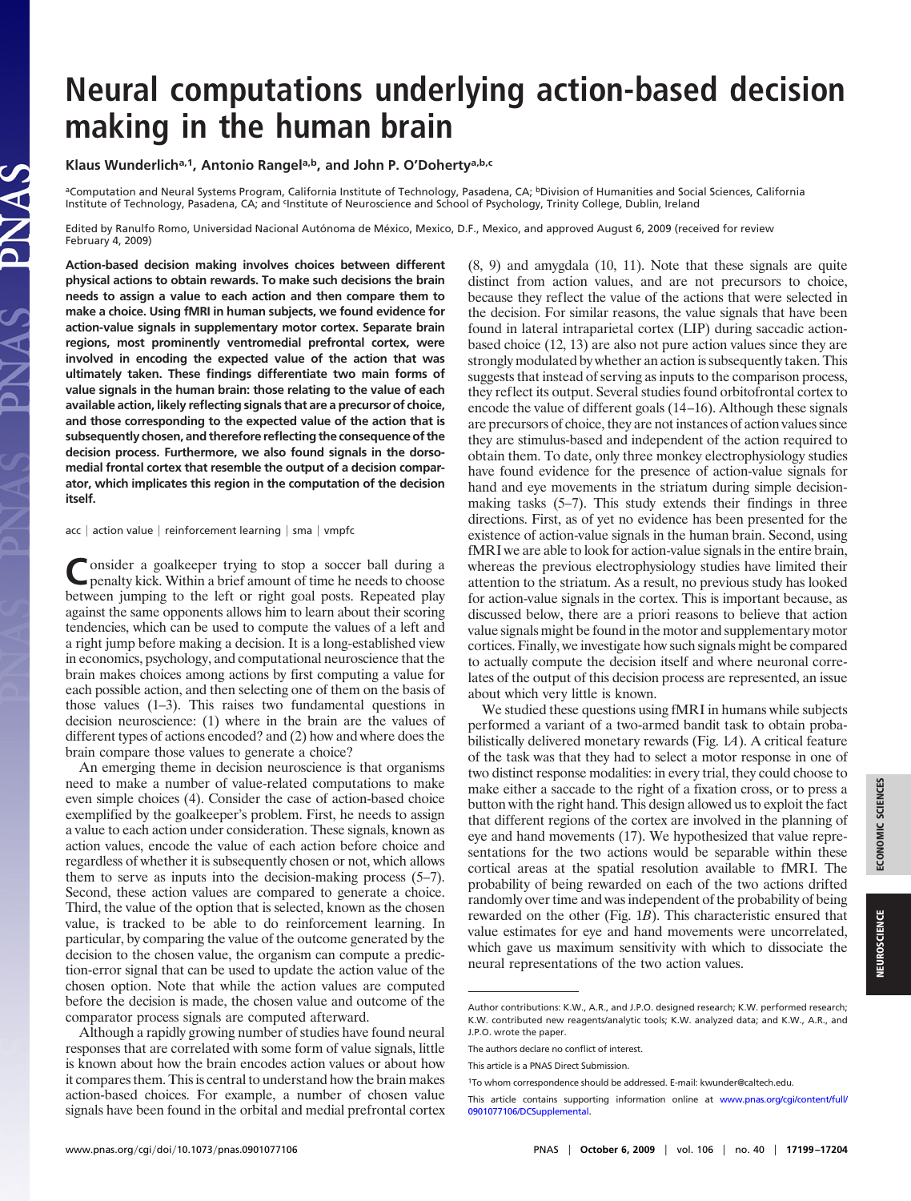# Neural computations underlying action-based decision making in the human brain

**Klaus Wunderlich[a,1], Antonio Rangel[a,b], and John P. O'Doherty[a,b,c]**

[a]Computation and Neural Systems Program, California Institute of Technology, Pasadena, CA; [b]Division of Humanities and Social Sciences, California Institute of Technology, Pasadena, CA; and [c]Institute of Neuroscience and School of Psychology, Trinity College, Dublin, Ireland

Edited by Ranulfo Romo, Universidad Nacional Autónoma de México, Mexico, D.F., Mexico, and approved August 6, 2009 (received for review February 4, 2009)

**Action-based decision making involves choices between different physical actions to obtain rewards. To make such decisions the brain needs to assign a value to each action and then compare them to make a choice. Using fMRI in human subjects, we found evidence for action-value signals in supplementary motor cortex. Separate brain regions, most prominently ventromedial prefrontal cortex, were involved in encoding the expected value of the action that was ultimately taken. These findings differentiate two main forms of value signals in the human brain: those relating to the value of each available action, likely reflecting signals that are a precursor of choice, and those corresponding to the expected value of the action that is subsequently chosen, and therefore reflecting the consequence of the decision process. Furthermore, we also found signals in the dorsomedial frontal cortex that resemble the output of a decision comparator, which implicates this region in the computation of the decision itself.**

acc | action value | reinforcement learning | sma | vmpfc

Consider a goalkeeper trying to stop a soccer ball during a penalty kick. Within a brief amount of time he needs to choose between jumping to the left or right goal posts. Repeated play against the same opponents allows him to learn about their scoring tendencies, which can be used to compute the values of a left and a right jump before making a decision. It is a long-established view in economics, psychology, and computational neuroscience that the brain makes choices among actions by first computing a value for each possible action, and then selecting one of them on the basis of those values (1–3). This raises two fundamental questions in decision neuroscience: (1) where in the brain are the values of different types of actions encoded? and (2) how and where does the brain compare those values to generate a choice?

An emerging theme in decision neuroscience is that organisms need to make a number of value-related computations to make even simple choices (4). Consider the case of action-based choice exemplified by the goalkeeper's problem. First, he needs to assign a value to each action under consideration. These signals, known as action values, encode the value of each action before choice and regardless of whether it is subsequently chosen or not, which allows them to serve as inputs into the decision-making process (5–7). Second, these action values are compared to generate a choice. Third, the value of the option that is selected, known as the chosen value, is tracked to be able to do reinforcement learning. In particular, by comparing the value of the outcome generated by the decision to the chosen value, the organism can compute a prediction-error signal that can be used to update the action value of the chosen option. Note that while the action values are computed before the decision is made, the chosen value and outcome of the comparator process signals are computed afterward.

Although a rapidly growing number of studies have found neural responses that are correlated with some form of value signals, little is known about how the brain encodes action values or about how it compares them. This is central to understand how the brain makes action-based choices. For example, a number of chosen value signals have been found in the orbital and medial prefrontal cortex (8, 9) and amygdala (10, 11). Note that these signals are quite distinct from action values, and are not precursors to choice, because they reflect the value of the actions that were selected in the decision. For similar reasons, the value signals that have been found in lateral intraparietal cortex (LIP) during saccadic action-based choice (12, 13) are also not pure action values since they are strongly modulated by whether an action is subsequently taken. This suggests that instead of serving as inputs to the comparison process, they reflect its output. Several studies found orbitofrontal cortex to encode the value of different goals (14–16). Although these signals are precursors of choice, they are not instances of action values since they are stimulus-based and independent of the action required to obtain them. To date, only three monkey electrophysiology studies have found evidence for the presence of action-value signals for hand and eye movements in the striatum during simple decision-making tasks (5–7). This study extends their findings in three directions. First, as of yet no evidence has been presented for the existence of action-value signals in the human brain. Second, using fMRI we are able to look for action-value signals in the entire brain, whereas the previous electrophysiology studies have limited their attention to the striatum. As a result, no previous study has looked for action-value signals in the cortex. This is important because, as discussed below, there are a priori reasons to believe that action value signals might be found in the motor and supplementary motor cortices. Finally, we investigate how such signals might be compared to actually compute the decision itself and where neuronal correlates of the output of this decision process are represented, an issue about which very little is known.

We studied these questions using fMRI in humans while subjects performed a variant of a two-armed bandit task to obtain probabilistically delivered monetary rewards (Fig. 1*A*). A critical feature of the task was that they had to select a motor response in one of two distinct response modalities: in every trial, they could choose to make either a saccade to the right of a fixation cross, or to press a button with the right hand. This design allowed us to exploit the fact that different regions of the cortex are involved in the planning of eye and hand movements (17). We hypothesized that value representations for the two actions would be separable within these cortical areas at the spatial resolution available to fMRI. The probability of being rewarded on each of the two actions drifted randomly over time and was independent of the probability of being rewarded on the other (Fig. 1*B*). This characteristic ensured that value estimates for eye and hand movements were uncorrelated, which gave us maximum sensitivity with which to dissociate the neural representations of the two action values.

---

Author contributions: K.W., A.R., and J.P.O. designed research; K.W. performed research; K.W. contributed new reagents/analytic tools; K.W. analyzed data; and K.W., A.R., and J.P.O. wrote the paper.

The authors declare no conflict of interest.

This article is a PNAS Direct Submission.

[1]To whom correspondence should be addressed. E-mail: kwunder@caltech.edu.

This article contains supporting information online at www.pnas.org/cgi/content/full/0901077106/DCSupplemental.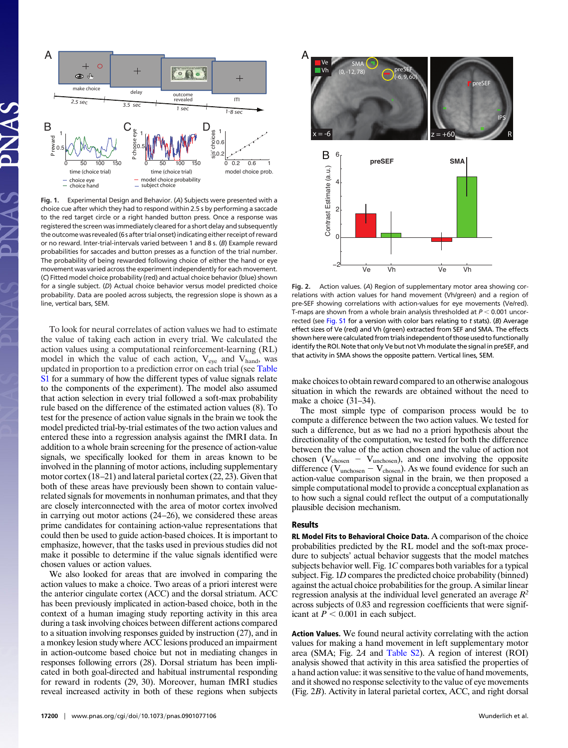**Fig. 1.** Experimental Design and Behavior. (*A*) Subjects were presented with a choice cue after which they had to respond within 2.5 s by performing a saccade to the red target circle or a right handed button press. Once a response was registered the screen was immediately cleared for a short delay and subsequently the outcome was revealed (6 s after trial onset) indicating either receipt of reward or no reward. Inter-trial-intervals varied between 1 and 8 s. (*B*) Example reward probabilities for saccades and button presses as a function of the trial number. The probability of being rewarded following choice of either the hand or eye movement was varied across the experiment independently for each movement. (*C*) Fitted model choice probability (red) and actual choice behavior (blue) shown for a single subject. (*D*) Actual choice behavior versus model predicted choice probability. Data are pooled across subjects, the regression slope is shown as a line, vertical bars, SEM.

To look for neural correlates of action values we had to estimate the value of taking each action in every trial. We calculated the action values using a computational reinforcement-learning (RL) model in which the value of each action, $V_{eye}$ and $V_{hand}$, was updated in proportion to a prediction error on each trial (see Table S1 for a summary of how the different types of value signals relate to the components of the experiment). The model also assumed that action selection in every trial followed a soft-max probability rule based on the difference of the estimated action values (8). To test for the presence of action value signals in the brain we took the model predicted trial-by-trial estimates of the two action values and entered these into a regression analysis against the fMRI data. In addition to a whole brain screening for the presence of action-value signals, we specifically looked for them in areas known to be involved in the planning of motor actions, including supplementary motor cortex (18–21) and lateral parietal cortex (22, 23). Given that both of these areas have previously been shown to contain value-related signals for movements in nonhuman primates, and that they are closely interconnected with the area of motor cortex involved in carrying out motor actions (24–26), we considered these areas prime candidates for containing action-value representations that could then be used to guide action-based choices. It is important to emphasize, however, that the tasks used in previous studies did not make it possible to determine if the value signals identified were chosen values or action values.

We also looked for areas that are involved in comparing the action values to make a choice. Two areas of a priori interest were the anterior cingulate cortex (ACC) and the dorsal striatum. ACC has been previously implicated in action-based choice, both in the context of a human imaging study reporting activity in this area during a task involving choices between different actions compared to a situation involving responses guided by instruction (27), and in a monkey lesion study where ACC lesions produced an impairment in action-outcome based choice but not in mediating changes in responses following errors (28). Dorsal striatum has been implicated in both goal-directed and habitual instrumental responding for reward in rodents (29, 30). Moreover, human fMRI studies reveal increased activity in both of these regions when subjects make choices to obtain reward compared to an otherwise analogous situation in which the rewards are obtained without the need to make a choice (31–34).

**Fig. 2.** Action values. (*A*) Region of supplementary motor area showing correlations with action values for hand movement (Vh/green) and a region of pre-SEF showing correlations with action-values for eye movements (Ve/red). T-maps are shown from a whole brain analysis thresholded at $P < 0.001$ uncorrected (see Fig. S1 for a version with color bars relating to $t$ stats). (*B*) Average effect sizes of Ve (red) and Vh (green) extracted from SEF and SMA. The effects shown here were calculated from trials independent of those used to functionally identify the ROI. Note that only Ve but not Vh modulate the signal in preSEF, and that activity in SMA shows the opposite pattern. Vertical lines, SEM.

The most simple type of comparison process would be to compute a difference between the two action values. We tested for such a difference, but as we had no a priori hypothesis about the directionality of the computation, we tested for both the difference between the value of the action chosen and the action not chosen ($V_{chosen} - V_{unchosen}$), and one involving the opposite difference ($V_{unchosen} - V_{chosen}$). As we found evidence for such an action-value comparison signal in the brain, we then proposed a simple computational model to provide a conceptual explanation as to how such a signal could reflect the output of a computationally plausible decision mechanism.

## Results

**RL Model Fits to Behavioral Choice Data.** A comparison of the choice probabilities predicted by the RL model and the soft-max procedure to subjects' actual behavior suggests that the model matches subjects behavior well. Fig. 1*C* compares both variables for a typical subject. Fig. 1*D* compares the predicted choice probability (binned) against the actual choice probabilities for the group. A similar linear regression analysis at the individual level generated an average $R^2$ across subjects of 0.83 and regression coefficients that were significant at $P < 0.001$ in each subject.

**Action Values.** We found neural activity correlating with the action values for making a hand movement in left supplementary motor area (SMA; Fig. 2*A* and Table S2). A region of interest (ROI) analysis showed that activity in this area satisfied the properties of a hand action value: it was sensitive to the value of hand movements, and it showed no response selectivity to the value of eye movements (Fig. 2*B*). Activity in lateral parietal cortex, ACC, and right dorsal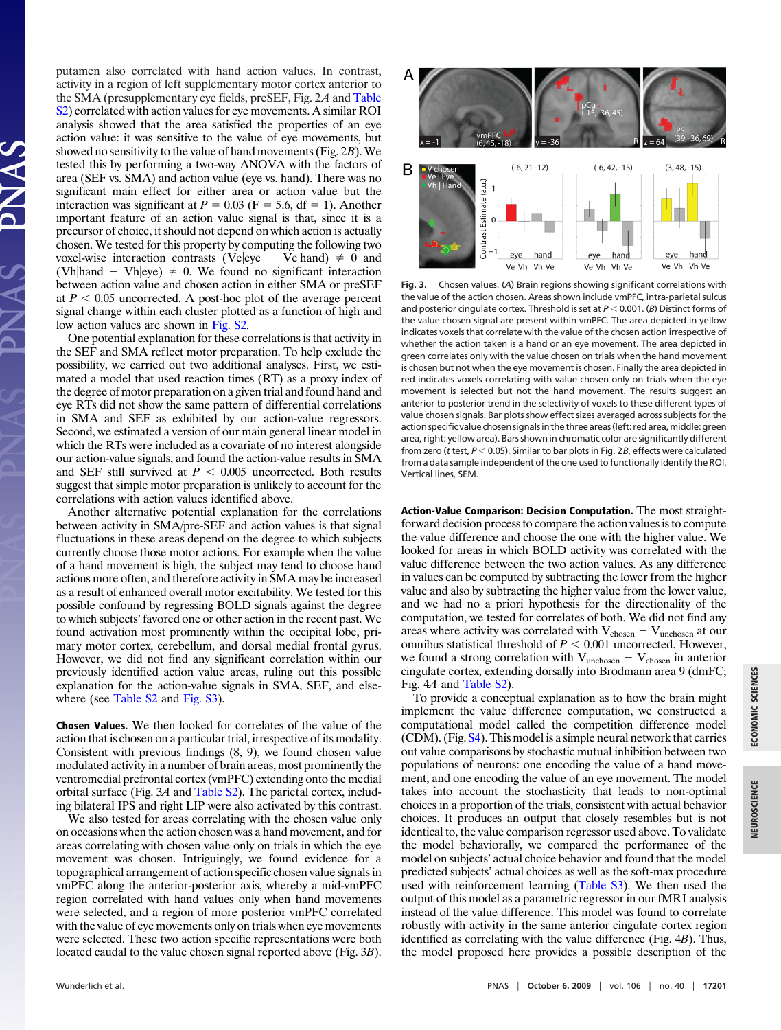putamen also correlated with hand action values. In contrast, activity in a region of left supplementary motor cortex anterior to the SMA (presupplementary eye fields, preSEF, Fig. 2*A* and Table S2) correlated with action values for eye movements. A similar ROI analysis showed that the area satisfied the properties of an eye action value: it was sensitive to the value of eye movements, but showed no sensitivity to the value of hand movements (Fig. 2*B*). We tested this by performing a two-way ANOVA with the factors of area (SEF vs. SMA) and action value (eye vs. hand). There was no significant main effect for either area or action value but the interaction was significant at $P = 0.03$ ($F = 5.6$, df = 1). Another important feature of an action value signal is that, since it is a precursor of choice, it should not depend on which action is actually chosen. We tested for this property by computing the following two voxel-wise interaction contrasts $(\text{Ve}|\text{eye} - \text{Ve}|\text{hand}) \neq 0$ and $(\text{Vh}|\text{hand} - \text{Vh}|\text{eye}) \neq 0$. We found no significant interaction between action value and chosen action in either SMA or preSEF at $P < 0.05$ uncorrected. A post-hoc plot of the average percent signal change within each cluster plotted as a function of high and low action values are shown in Fig. S2.

One potential explanation for these correlations is that activity in the SEF and SMA reflect motor preparation. To help exclude the possibility, we carried out two additional analyses. First, we estimated a model that used reaction times (RT) as a proxy index of the degree of motor preparation on a given trial and found hand and eye RTs did not show the same pattern of differential correlations in SMA and SEF as exhibited by our action-value regressors. Second, we estimated a version of our main general linear model in which the RTs were included as a covariate of no interest alongside our action-value signals, and found the action-value results in SMA and SEF still survived at $P < 0.005$ uncorrected. Both results suggest that simple motor preparation is unlikely to account for the correlations with action values identified above.

Another alternative potential explanation for the correlations between activity in SMA/pre-SEF and action values is that signal fluctuations in these areas depend on the degree to which subjects currently choose those motor actions. For example when the value of a hand movement is high, the subject may tend to choose hand actions more often, and therefore activity in SMA may be increased as a result of enhanced overall motor excitability. We tested for this possible confound by regressing BOLD signals against the degree to which subjects' favored one or other action in the recent past. We found activation most prominently within the occipital lobe, primary motor cortex, cerebellum, and dorsal medial frontal gyrus. However, we did not find any significant correlation within our previously identified action value areas, ruling out this possible explanation for the action-value signals in SMA, SEF, and elsewhere (see Table S2 and Fig. S3).

**Chosen Values.** We then looked for correlates of the value of the action that is chosen on a particular trial, irrespective of its modality. Consistent with previous findings (8, 9), we found chosen value modulated activity in a number of brain areas, most prominently the ventromedial prefrontal cortex (vmPFC) extending onto the medial orbital surface (Fig. 3*A* and Table S2). The parietal cortex, including bilateral IPS and right LIP were also activated by this contrast.

We also tested for areas correlating with the chosen value only on occasions when the action chosen was a hand movement, and for areas correlating with chosen value only on trials in which the eye movement was chosen. Intriguingly, we found evidence for a topographical arrangement of action specific chosen value signals in vmPFC along the anterior-posterior axis, whereby a mid-vmPFC region correlated with hand values only when hand movements were selected, and a region of more posterior vmPFC correlated with the value of eye movements only on trials when eye movements were selected. These two action specific representations were both located caudal to the value chosen signal reported above (Fig. 3*B*).

A
x = -1
vmPFC (6, 45, -18)
y = -36
pCg (-15, -36, 45)
R
z = 64
IPS (39, -36, 69)
R

B
V chosen
Ve | Eye
Vh | Hand
Contrast Estimate (a.u.)
1
0
−1
(-6, 21 -12)
eye hand
Ve Vh Vh Ve
(-6, 42, -15)
eye hand
Ve Vh Vh Ve
(3, 48, -15)
eye hand
Ve Vh Vh Ve

**Fig. 3.** Chosen values. (*A*) Brain regions showing significant correlations with the value of the action chosen. Areas shown include vmPFC, intra-parietal sulcus and posterior cingulate cortex. Threshold is set at $P < 0.001$. (*B*) Distinct forms of the value chosen signal are present within vmPFC. The area depicted in yellow indicates voxels that correlate with the value of the chosen action irrespective of whether the action taken is a hand or an eye movement. The area depicted in green correlates only with the value chosen on trials when the hand movement is chosen but not when the eye movement is chosen. Finally the area depicted in red indicates voxels correlating with value chosen only on trials when the eye movement is selected but not the hand movement. The results suggest an anterior to posterior trend in the selectivity of voxels to these different types of value chosen signals. Bar plots show effect sizes averaged across subjects for the action specific value chosen signals in the three areas (left: red area, middle: green area, right: yellow area). Bars shown in chromatic color are significantly different from zero ($t$ test, $P < 0.05$). Similar to bar plots in Fig. 2*B*, effects were calculated from a data sample independent of the one used to functionally identify the ROI. Vertical lines, SEM.

**Action-Value Comparison: Decision Computation.** The most straightforward decision process to compare the action values is to compute the value difference and choose the one with the higher value. We looked for areas in which BOLD activity was correlated with the value difference between the two action values. As any difference in values can be computed by subtracting the lower from the higher value and also by subtracting the higher value from the lower value, and we had no a priori hypothesis for the directionality of the computation, we tested for correlates of both. We did not find any areas where activity was correlated with $V_{\text{chosen}} - V_{\text{unchosen}}$ at our omnibus statistical threshold of $P < 0.001$ uncorrected. However, we found a strong correlation with $V_{\text{unchosen}} - V_{\text{chosen}}$ in anterior cingulate cortex, extending dorsally into Brodmann area 9 (dmFC; Fig. 4*A* and Table S2).

To provide a conceptual explanation as to how the brain might implement the value difference computation, we constructed a computational model called the competition difference model (CDM). (Fig. S4). This model is a simple neural network that carries out value comparisons by stochastic mutual inhibition between two populations of neurons: one encoding the value of a hand movement, and one encoding the value of an eye movement. The model takes into account the stochasticity that leads to non-optimal choices in a proportion of the trials, consistent with actual behavior choices. It produces an output that closely resembles but is not identical to, the value comparison regressor used above. To validate the model behaviorally, we compared the performance of the model on subjects' actual choice behavior and found that the model predicted subjects' actual choices as well as the soft-max procedure used with reinforcement learning (Table S3). We then used the output of this model as a parametric regressor in our fMRI analysis instead of the value difference. This model was found to correlate robustly with activity in the same anterior cingulate cortex region identified as correlating with the value difference (Fig. 4*B*). Thus, the model proposed here provides a possible description of the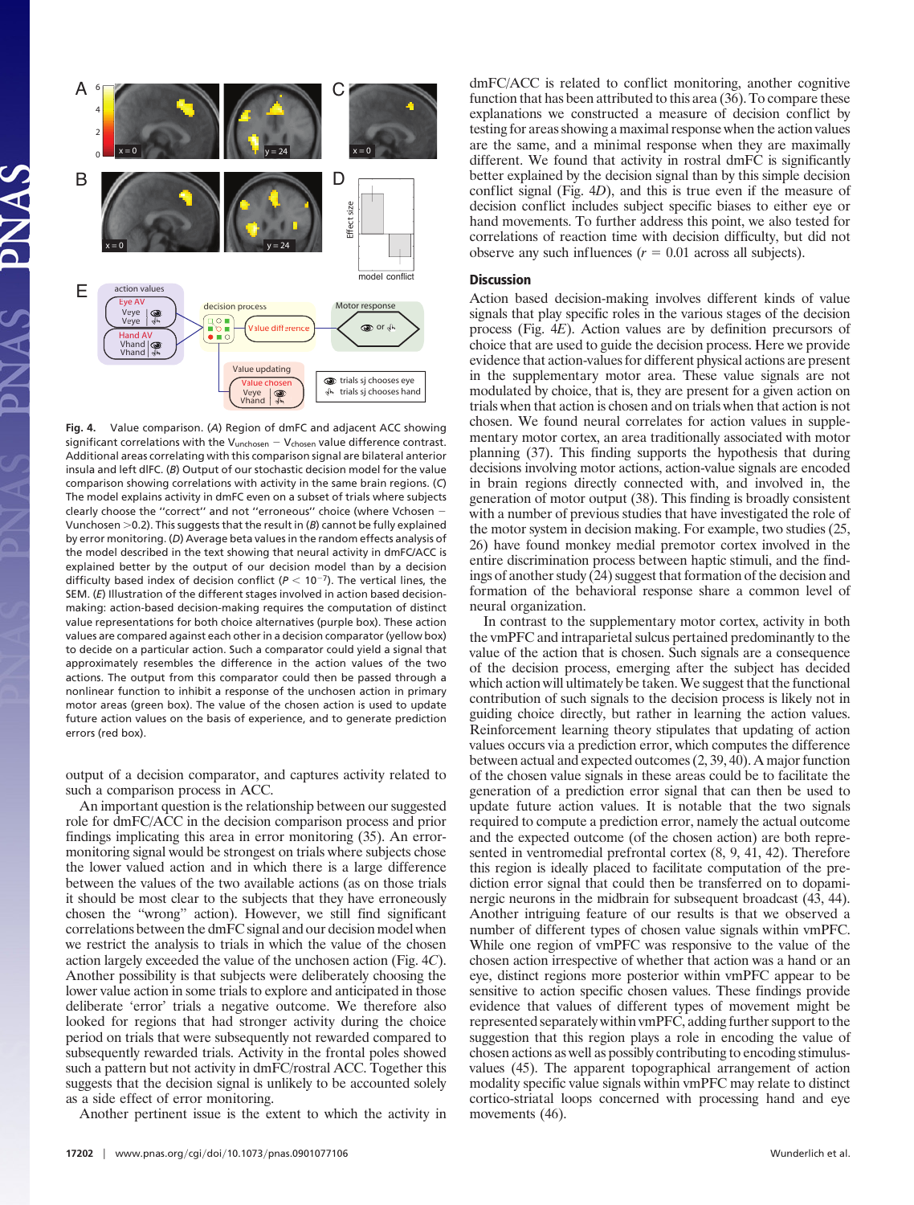A
6
4
2
0
x = 0
y = 24
C
x = 0
B
x = 0
y = 24
D
Effect size
model conflict
E
action values
Eye AV
Veye
Veye
Hand AV
Vhand
Vhand
decision process
Value difference
Motor response
or
Value updating
Value chosen
Veye
Vhand
trials sj chooses eye
trials sj chooses hand

**Fig. 4.** Value comparison. (*A*) Region of dmFC and adjacent ACC showing significant correlations with the $V_{unchosen} - V_{chosen}$ value difference contrast. Additional areas correlating with this comparison signal are bilateral anterior insula and left dlFC. (*B*) Output of our stochastic decision model for the value comparison showing correlations with activity in the same brain regions. (*C*) The model explains activity in dmFC even on a subset of trials where subjects clearly choose the "correct" and not "erroneous" choice (where Vchosen − Vunchosen >0.2). This suggests that the result in (*B*) cannot be fully explained by error monitoring. (*D*) Average beta values in the random effects analysis of the model described in the text showing that neural activity in dmFC/ACC is explained better by the output of our decision model than by a decision difficulty based index of decision conflict ($P < 10^{-7}$). The vertical lines, the SEM. (*E*) Illustration of the different stages involved in action based decision-making: action-based decision-making requires the computation of distinct value representations for both choice alternatives (purple box). These action values are compared against each other in a decision comparator (yellow box) to decide on a particular action. Such a comparator could yield a signal that approximately resembles the difference in the action values of the two actions. The output from this comparator could then be passed through a nonlinear function to inhibit a response of the unchosen action in primary motor areas (green box). The value of the chosen action is used to update future action values on the basis of experience, and to generate prediction errors (red box).

output of a decision comparator, and captures activity related to such a comparison process in ACC.

An important question is the relationship between our suggested role for dmFC/ACC in the decision comparison process and prior findings implicating this area in error monitoring (35). An error-monitoring signal would be strongest on trials where subjects chose the lower valued action and in which there is a large difference between the values of the two available actions (as on those trials it should be most clear to the subjects that they have erroneously chosen the "wrong" action). However, we still find significant correlations between the dmFC signal and our decision model when we restrict the analysis to trials in which the value of the chosen action largely exceeded the value of the unchosen action (Fig. 4*C*). Another possibility is that subjects were deliberately choosing the lower value action in some trials to explore and anticipated in those deliberate 'error' trials a negative outcome. We therefore also looked for regions that had stronger activity during the choice period on trials that were subsequently not rewarded compared to subsequently rewarded trials. Activity in the frontal poles showed such a pattern but not activity in dmFC/rostral ACC. Together this suggests that the decision signal is unlikely to be accounted solely as a side effect of error monitoring.

Another pertinent issue is the extent to which the activity in dmFC/ACC is related to conflict monitoring, another cognitive function that has been attributed to this area (36). To compare these explanations we constructed a measure of decision conflict by testing for areas showing a maximal response when the action values are the same, and a minimal response when they are maximally different. We found that activity in rostral dmFC is significantly better explained by the decision signal than by this simple decision conflict signal (Fig. 4*D*), and this is true even if the measure of decision conflict includes subject specific biases to either eye or hand movements. To further address this point, we also tested for correlations of reaction time with decision difficulty, but did not observe any such influences ($r = 0.01$ across all subjects).

## Discussion

Action based decision-making involves different kinds of value signals that play specific roles in the various stages of the decision process (Fig. 4*E*). Action values are by definition precursors of choice that are used to guide the decision process. Here we provide evidence that action-values for different physical actions are present in the supplementary motor area. These value signals are not modulated by choice, that is, they are present for a given action on trials when that action is chosen and on trials when that action is not chosen. We found neural correlates for action values in supplementary motor cortex, an area traditionally associated with motor planning (37). This finding supports the hypothesis that during decisions involving motor actions, action-value signals are encoded in brain regions directly connected with, and involved in, the generation of motor output (38). This finding is broadly consistent with a number of previous studies that have investigated the role of the motor system in decision making. For example, two studies (25, 26) have found monkey medial premotor cortex involved in the entire discrimination process between haptic stimuli, and the findings of another study (24) suggest that formation of the decision and formation of the behavioral response share a common level of neural organization.

In contrast to the supplementary motor cortex, activity in both the vmPFC and intraparietal sulcus pertained predominantly to the value of the action that is chosen. Such signals are a consequence of the decision process, emerging after the subject has decided which action will ultimately be taken. We suggest that the functional contribution of such signals to the decision process is likely not in guiding choice directly, but rather in learning the action values. Reinforcement learning theory stipulates that updating of action values occurs via a prediction error, which computes the difference between actual and expected outcomes (2, 39, 40). A major function of the chosen value signals in these areas could be to facilitate the generation of a prediction error signal that can then be used to update future action values. It is notable that the two signals required to compute a prediction error, namely the actual outcome and the expected outcome (of the chosen action) are both represented in ventromedial prefrontal cortex (8, 9, 41, 42). Therefore this region is ideally placed to facilitate computation of the prediction error signal that could then be transferred on to dopaminergic neurons in the midbrain for subsequent broadcast (43, 44). Another intriguing feature of our results is that we observed a number of different types of chosen value signals within vmPFC. While one region of vmPFC was responsive to the value of the chosen action irrespective of whether that action was a hand or an eye, distinct regions more posterior within vmPFC appear to be sensitive to action specific chosen values. These findings provide evidence that values of different types of movement might be represented separately within vmPFC, adding further support to the suggestion that this region plays a role in encoding the value of chosen actions as well as possibly contributing to encoding stimulus-values (45). The apparent topographical arrangement of action modality specific value signals within vmPFC may relate to distinct cortico-striatal loops concerned with processing hand and eye movements (46).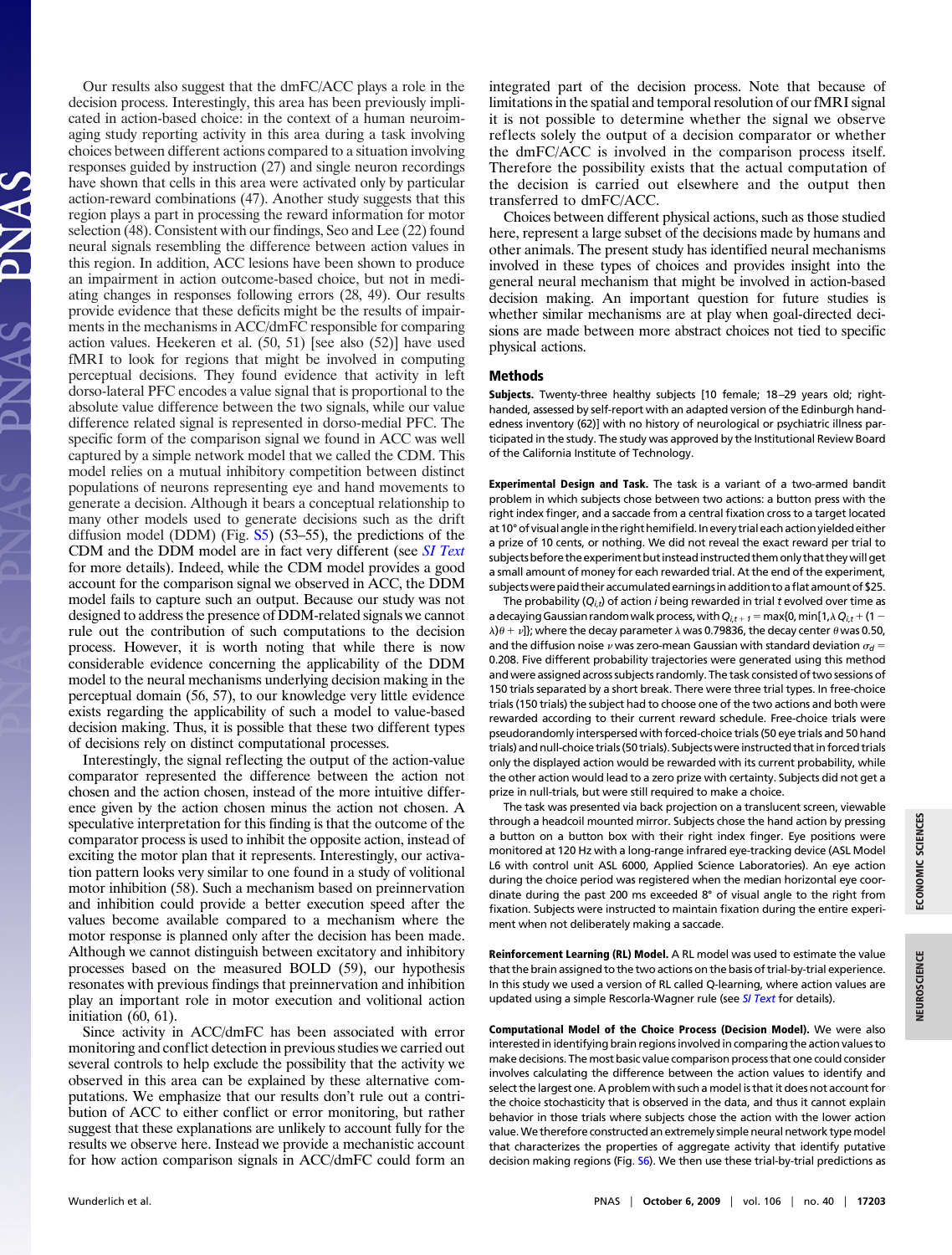Our results also suggest that the dmFC/ACC plays a role in the decision process. Interestingly, this area has been previously implicated in action-based choice: in the context of a human neuroimaging study reporting activity in this area during a task involving choices between different actions compared to a situation involving responses guided by instruction (27) and single neuron recordings have shown that cells in this area were activated only by particular action-reward combinations (47). Another study suggests that this region plays a part in processing the reward information for motor selection (48). Consistent with our findings, Seo and Lee (22) found neural signals resembling the difference between action values in this region. In addition, ACC lesions have been shown to produce an impairment in action outcome-based choice, but not in mediating changes in responses following errors (28, 49). Our results provide evidence that these deficits might be the results of impairments in the mechanisms in ACC/dmFC responsible for comparing action values. Heekeren et al. (50, 51) [see also (52)] have used fMRI to look for regions that might be involved in computing perceptual decisions. They found evidence that activity in left dorso-lateral PFC encodes a value signal that is proportional to the absolute value difference between the two signals, while our value difference related signal is represented in dorso-medial PFC. The specific form of the comparison signal we found in ACC was well captured by a simple network model that we called the CDM. This model relies on a mutual inhibitory competition between distinct populations of neurons representing eye and hand movements to generate a decision. Although it bears a conceptual relationship to many other models used to generate decisions such as the drift diffusion model (DDM) (Fig. S5) (53–55), the predictions of the CDM and the DDM model are in fact very different (see *SI Text* for more details). Indeed, while the CDM model provides a good account for the comparison signal we observed in ACC, the DDM model fails to capture such an output. Because our study was not designed to address the presence of DDM-related signals we cannot rule out the contribution of such computations to the decision process. However, it is worth noting that while there is now considerable evidence concerning the applicability of the DDM model to the neural mechanisms underlying decision making in the perceptual domain (56, 57), to our knowledge very little evidence exists regarding the applicability of such a model to value-based decision making. Thus, it is possible that these two different types of decisions rely on distinct computational processes.

Interestingly, the signal reflecting the output of the action-value comparator represented the difference between the action not chosen and the action chosen, instead of the more intuitive difference given by the action chosen minus the action not chosen. A speculative interpretation for this finding is that the outcome of the comparator process is used to inhibit the opposite action, instead of exciting the motor plan that it represents. Interestingly, our activation pattern looks very similar to one found in a study of volitional motor inhibition (58). Such a mechanism based on preinnervation and inhibition could provide a better execution speed after the values become available compared to a mechanism where the motor response is planned only after the decision has been made. Although we cannot distinguish between excitatory and inhibitory processes based on the measured BOLD (59), our hypothesis resonates with previous findings that preinnervation and inhibition play an important role in motor execution and volitional action initiation (60, 61).

Since activity in ACC/dmFC has been associated with error monitoring and conflict detection in previous studies we carried out several controls to help exclude the possibility that the activity we observed in this area can be explained by these alternative computations. We emphasize that our results don't rule out a contribution of ACC to either conflict or error monitoring, but rather suggest that these explanations are unlikely to account fully for the results we observe here. Instead we provide a mechanistic account for how action comparison signals in ACC/dmFC could form an integrated part of the decision process. Note that because of limitations in the spatial and temporal resolution of our fMRI signal it is not possible to determine whether the signal we observe reflects solely the output of a decision comparator or whether the dmFC/ACC is involved in the comparison process itself. Therefore the possibility exists that the actual computation of the decision is carried out elsewhere and the output then transferred to dmFC/ACC.

Choices between different physical actions, such as those studied here, represent a large subset of the decisions made by humans and other animals. The present study has identified neural mechanisms involved in these types of choices and provides insight into the general neural mechanism that might be involved in action-based decision making. An important question for future studies is whether similar mechanisms are at play when goal-directed decisions are made between more abstract choices not tied to specific physical actions.

## Methods

**Subjects.** Twenty-three healthy subjects [10 female; 18–29 years old; right-handed, assessed by self-report with an adapted version of the Edinburgh handedness inventory (62)] with no history of neurological or psychiatric illness participated in the study. The study was approved by the Institutional Review Board of the California Institute of Technology.

**Experimental Design and Task.** The task is a variant of a two-armed bandit problem in which subjects chose between two actions: a button press with the right index finger, and a saccade from a central fixation cross to a target located at 10° of visual angle in the right hemifield. In every trial each action yielded either a prize of 10 cents, or nothing. We did not reveal the exact reward per trial to subjects before the experiment but instead instructed them only that they will get a small amount of money for each rewarded trial. At the end of the experiment, subjects were paid their accumulated earnings in addition to a flat amount of $25.

The probability ($Q_{i,t}$) of action $i$ being rewarded in trial $t$ evolved over time as a decaying Gaussian random walk process, with $Q_{i,t+1} = \max\{0, \min[1, \lambda Q_{i,t} + (1 - \lambda)\theta + \nu]\}$; where the decay parameter $\lambda$ was 0.79836, the decay center $\theta$ was 0.50, and the diffusion noise $\nu$ was zero-mean Gaussian with standard deviation $\sigma_d = 0.208$. Five different probability trajectories were generated using this method and were assigned across subjects randomly. The task consisted of two sessions of 150 trials separated by a short break. There were three trial types. In free-choice trials (150 trials) the subject had to choose one of the two actions and both were rewarded according to their current reward schedule. Free-choice trials were pseudorandomly interspersed with forced-choice trials (50 eye trials and 50 hand trials) and null-choice trials (50 trials). Subjects were instructed that in forced trials only the displayed action would be rewarded with its current probability, while the other action would lead to a zero prize with certainty. Subjects did not get a prize in null-trials, but were still required to make a choice.

The task was presented via back projection on a translucent screen, viewable through a headcoil mounted mirror. Subjects chose the hand action by pressing a button on a button box with their right index finger. Eye positions were monitored at 120 Hz with a long-range infrared eye-tracking device (ASL Model L6 with control unit ASL 6000, Applied Science Laboratories). An eye action during the choice period was registered when the median horizontal eye coordinate during the past 200 ms exceeded 8° of visual angle to the right from fixation. Subjects were instructed to maintain fixation during the entire experiment when not deliberately making a saccade.

**Reinforcement Learning (RL) Model.** A RL model was used to estimate the value that the brain assigned to the two actions on the basis of trial-by-trial experience. In this study we used a version of RL called Q-learning, where action values are updated using a simple Rescorla-Wagner rule (see *SI Text* for details).

**Computational Model of the Choice Process (Decision Model).** We were also interested in identifying brain regions involved in comparing the action values to make decisions. The most basic value comparison process that one could consider involves calculating the difference between the action values to identify and select the largest one. A problem with such a model is that it does not account for the choice stochasticity that is observed in the data, and thus it cannot explain behavior in those trials where subjects chose the action with the lower action value. We therefore constructed an extremely simple neural network type model that characterizes the properties of aggregate activity that identify putative decision making regions (Fig. S6). We then use these trial-by-trial predictions as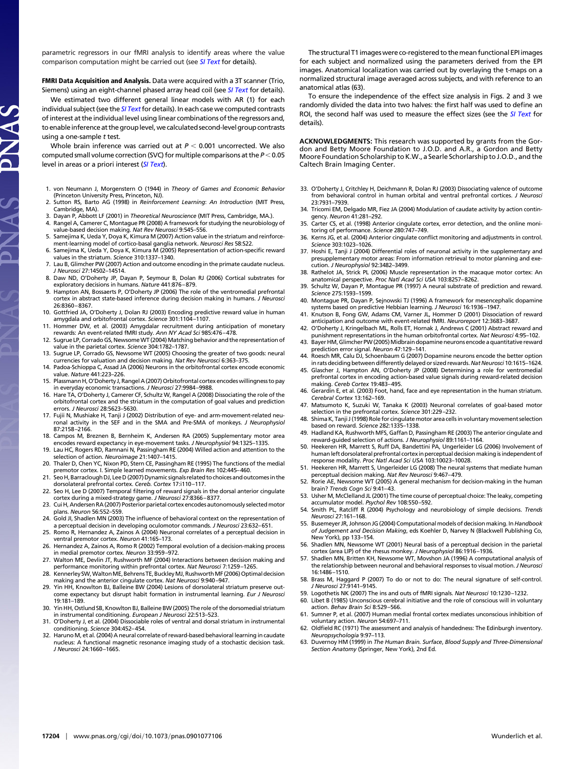parametric regressors in our fMRI analysis to identify areas where the value comparison computation might be carried out (see *SI Text* for details).

**FMRI Data Acquisition and Analysis.** Data were acquired with a 3T scanner (Trio, Siemens) using an eight-channel phased array head coil (see *SI Text* for details).

We estimated two different general linear models with AR (1) for each individual subject (see the *SI Text* for details). In each case we computed contrasts of interest at the individual level using linear combinations of the regressors and, to enable inference at the group level, we calculated second-level group contrasts using a one-sample *t* test.

Whole brain inference was carried out at $P < 0.001$ uncorrected. We also computed small volume correction (SVC) for multiple comparisons at the $P < 0.05$ level in areas or a priori interest (*SI Text*).

The structural T1 images were co-registered to the mean functional EPI images for each subject and normalized using the parameters derived from the EPI images. Anatomical localization was carried out by overlaying the t-maps on a normalized structural image averaged across subjects, and with reference to an anatomical atlas (63).

To ensure the independence of the effect size analysis in Figs. 2 and 3 we randomly divided the data into two halves: the first half was used to define an ROI, the second half was used to measure the effect sizes (see the *SI Text* for details).

**ACKNOWLEDGMENTS:** This research was supported by grants from the Gordon and Betty Moore Foundation to J.O.D. and A.R., a Gordon and Betty Moore Foundation Scholarship to K.W., a Searle Scholarship to J.O.D., and the Caltech Brain Imaging Center.

1. von Neumann J, Morgenstern O (1944) in *Theory of Games and Economic Behavior* (Princeton University Press, Princeton, NJ).
2. Sutton RS, Barto AG (1998) in *Reinforcement Learning: An Introduction* (MIT Press, Cambridge, MA).
3. Dayan P, Abbott LF (2001) in *Theoretical Neuroscience* (MIT Press, Cambridge, MA.).
4. Rangel A, Camerer C, Montague PR (2008) A framework for studying the neurobiology of value-based decision making. *Nat Rev Neurosci* 9:545–556.
5. Samejima K, Ueda Y, Doya K, Kimura M (2007) Action value in the striatum and reinforcement-learning model of cortico-basal ganglia network. *Neurosci Res* 58:S22.
6. Samejima K, Ueda Y, Doya K, Kimura M (2005) Representation of action-specific reward values in the striatum. *Science* 310:1337–1340.
7. Lau B, Glimcher PW (2007) Action and outcome encoding in the primate caudate nucleus. *J Neurosci* 27:14502–14514.
8. Daw ND, O'Doherty JP, Dayan P, Seymour B, Dolan RJ (2006) Cortical substrates for exploratory decisions in humans. *Nature* 441:876–879.
9. Hampton AN, Bossaerts P, O'Doherty JP (2006) The role of the ventromedial prefrontal cortex in abstract state-based inference during decision making in humans. *J Neurosci* 26:8360–8367.
10. Gottfried JA, O'Doherty J, Dolan RJ (2003) Encoding predictive reward value in human amygdala and orbitofrontal cortex. *Science* 301:1104–1107.
11. Hommer DW, et al. (2003) Amygdalar recruitment during anticipation of monetary rewards: An event-related fMRI study. *Ann NY Acad Sci* 985:476–478.
12. Sugrue LP, Corrado GS, Newsome WT (2004) Matching behavior and the representation of value in the parietal cortex. *Science* 304:1782–1787.
13. Sugrue LP, Corrado GS, Newsome WT (2005) Choosing the greater of two goods: neural currencies for valuation and decision making. *Nat Rev Neurosci* 6:363–375.
14. Padoa-Schioppa C, Assad JA (2006) Neurons in the orbitofrontal cortex encode economic value. *Nature* 441:223–226.
15. Plassmann H, O'Doherty J, Rangel A (2007) Orbitofrontal cortex encodes willingness to pay in everyday economic transactions. *J Neurosci* 27:9984–9988.
16. Hare TA, O'Doherty J, Camerer CF, Schultz W, Rangel A (2008) Dissociating the role of the orbitofrontal cortex and the striatum in the computation of goal values and prediction errors. *J Neurosci* 28:5623–5630.
17. Fujii N, Mushiake H, Tanji J (2002) Distribution of eye- and arm-movement-related neuronal activity in the SEF and in the SMA and Pre-SMA of monkeys. *J Neurophysiol* 87:2158–2166.
18. Campos M, Breznen B, Bernheim K, Andersen RA (2005) Supplementary motor area encodes reward expectancy in eye-movement tasks. *J Neurophysiol* 94:1325–1335.
19. Lau HC, Rogers RD, Ramnani N, Passingham RE (2004) Willed action and attention to the selection of action. *Neuroimage* 21:1407–1415.
20. Thaler D, Chen YC, Nixon PD, Stern CE, Passingham RE (1995) The functions of the medial premotor cortex. I. Simple learned movements. *Exp Brain Res* 102:445–460.
21. Seo H, Barraclough DJ, Lee D (2007) Dynamic signals related to choices and outcomes in the dorsolateral prefrontal cortex. *Cereb. Cortex* 17:i110–117.
22. Seo H, Lee D (2007) Temporal filtering of reward signals in the dorsal anterior cingulate cortex during a mixed-strategy game. *J Neurosci* 27:8366–8377.
23. Cui H, Andersen RA (2007) Posterior parietal cortex encodes autonomously selected motor plans. *Neuron* 56:552–559.
24. Gold JI, Shadlen MN (2003) The influence of behavioral context on the representation of a perceptual decision in developing oculomotor commands. *J Neurosci* 23:632–651.
25. Romo R, Hernandez A, Zainos A (2004) Neuronal correlates of a perceptual decision in ventral premotor cortex. *Neuron* 41:165–173.
26. Hernandez A, Zainos A, Romo R (2002) Temporal evolution of a decision-making process in medial premotor cortex. *Neuron* 33:959–972.
27. Walton ME, Devlin JT, Rushworth MF (2004) Interactions between decision making and performance monitoring within prefrontal cortex. *Nat Neurosci* 7:1259–1265.
28. Kennerley SW, Walton ME, Behrens TE, Buckley MJ, Rushworth MF (2006) Optimal decision making and the anterior cingulate cortex. *Nat Neurosci* 9:940–947.
29. Yin HH, Knowlton BJ, Balleine BW (2004) Lesions of dorsolateral striatum preserve outcome expectancy but disrupt habit formation in instrumental learning. *Eur J Neurosci* 19:181–189.
30. Yin HH, Ostlund SB, Knowlton BJ, Balleine BW (2005) The role of the dorsomedial striatum in instrumental conditioning. *European J Neurosci* 22:513–523.
31. O'Doherty J, et al. (2004) Dissociable roles of ventral and dorsal striatum in instrumental conditioning. *Science* 304:452–454.
32. Haruno M, et al. (2004) A neural correlate of reward-based behavioral learning in caudate nucleus: A functional magnetic resonance imaging study of a stochastic decision task. *J Neurosci* 24:1660–1665.
33. O'Doherty J, Critchley H, Deichmann R, Dolan RJ (2003) Dissociating valence of outcome from behavioral control in human orbital and ventral prefrontal cortices. *J Neurosci* 23:7931–7939.
34. Tricomi EM, Delgado MR, Fiez JA (2004) Modulation of caudate activity by action contingency. *Neuron* 41:281–292.
35. Carter CS, et al. (1998) Anterior cingulate cortex, error detection, and the online monitoring of performance. *Science* 280:747–749.
36. Kerns JG, et al. (2004) Anterior cingulate conflict monitoring and adjustments in control. *Science* 303:1023–1026.
37. Hoshi E, Tanji J (2004) Differential roles of neuronal activity in the supplementary and presupplementary motor areas: From information retrieval to motor planning and execution. *J Neurophysiol* 92:3482–3499.
38. Rathelot JA, Strick PL (2006) Muscle representation in the macaque motor cortex: An anatomical perspective. *Proc Natl Acad Sci USA* 103:8257–8262.
39. Schultz W, Dayan P, Montague PR (1997) A neural substrate of prediction and reward. *Science* 275:1593–1599.
40. Montague PR, Dayan P, Sejnowski TJ (1996) A framework for mesencephalic dopamine systems based on predictive Hebbian learning. *J Neurosci* 16:1936–1947.
41. Knutson B, Fong GW, Adams CM, Varner JL, Hommer D (2001) Dissociation of reward anticipation and outcome with event-related fMRI. *Neuroreport* 12:3683–3687.
42. O'Doherty J, Kringelbach ML, Rolls ET, Hornak J, Andrews C (2001) Abstract reward and punishment representations in the human orbitofrontal cortex. *Nat Neurosci* 4:95–102.
43. Bayer HM, Glimcher PW (2005) Midbrain dopamine neurons encode a quantitative reward prediction error signal. *Neuron* 47:129–141.
44. Roesch MR, Calu DJ, Schoenbaum G (2007) Dopamine neurons encode the better option in rats deciding between differently delayed or sized rewards. *Nat Neurosci* 10:1615–1624.
45. Glascher J, Hampton AN, O'Doherty JP (2008) Determining a role for ventromedial prefrontal cortex in encoding action-based value signals during reward-related decision making. *Cereb Cortex* 19:483–495.
46. Gerardin E, et al. (2003) Foot, hand, face and eye representation in the human striatum. *Cerebral Cortex* 13:162–169.
47. Matsumoto K, Suzuki W, Tanaka K (2003) Neuronal correlates of goal-based motor selection in the prefrontal cortex. *Science* 301:229–232.
48. Shima K, Tanji J (1998) Role for cingulate motor area cells in voluntary movement selection based on reward. *Science* 282:1335–1338.
49. Hadland KA, Rushworth MFS, Gaffan D, Passingham RE (2003) The anterior cingulate and reward-guided selection of actions. *J Neurophysiol* 89:1161–1164.
50. Heekeren HR, Marrett S, Ruff DA, Ungerleider LG (2006) Involvement of human left dorsolateral prefrontal cortex in perceptual decision making is independent of response modality. *Proc Natl Acad Sci USA* 103:10023–10028.
51. Heekeren HR, Marrett S, Ungerleider LG (2008) The neural systems that mediate human perceptual decision making. *Nat Rev Neurosci* 9:467–479.
52. Rorie AE, Newsome WT (2005) A general mechanism for decision-making in the human brain? *Trends Cogn Sci* 9:41–43.
53. Usher M, McClelland JL (2001) The time course of perceptual choice: The leaky, competing accumulator model. *Psychol Rev* 108:550–592.
54. Smith PL, Ratcliff R (2004) Psychology and neurobiology of simple decisions. *Trends Neurosci* 27:161–168.
55. Busemeyer JR, Johnson JG (2004) Computational models of decision making. In *Handbook of Judgement and Decision Making*, eds Koehler D, Narvey N (Blackwell Publishing Co, New York), pp 133–154.
56. Shadlen MN, Newsome WT (2001) Neural basis of a perceptual decision in the parietal cortex (area LIP) of the rhesus monkey. *J Neurophysiol* 86:1916–1936.
57. Shadlen MN, Britten KH, Newsome WT, Movshon JA (1996) A computational analysis of the relationship between neuronal and behavioral responses to visual motion. *J Neurosci* 16:1486–1510.
58. Brass M, Haggard P (2007) To do or not to do: The neural signature of self-control. *J Neurosci* 27:9141–9145.
59. Logothetis NK (2007) The ins and outs of fMRI signals. *Nat Neurosci* 10:1230–1232.
60. Libet B (1985) Unconscious cerebral initiative and the role of conscious will in voluntary action. *Behav Brain Sci* 8:529–566.
61. Sumner P, et al. (2007) Human medial frontal cortex mediates unconscious inhibition of voluntary action. *Neuron* 54:697–711.
62. Oldfield RC (1971) The assessment and analysis of handedness: The Edinburgh inventory. *Neuropsychologia* 9:97–113.
63. Duvernoy HM (1999) in *The Human Brain. Surface, Blood Supply and Three-Dimensional Section Anatomy* (Springer, New York), 2nd Ed.